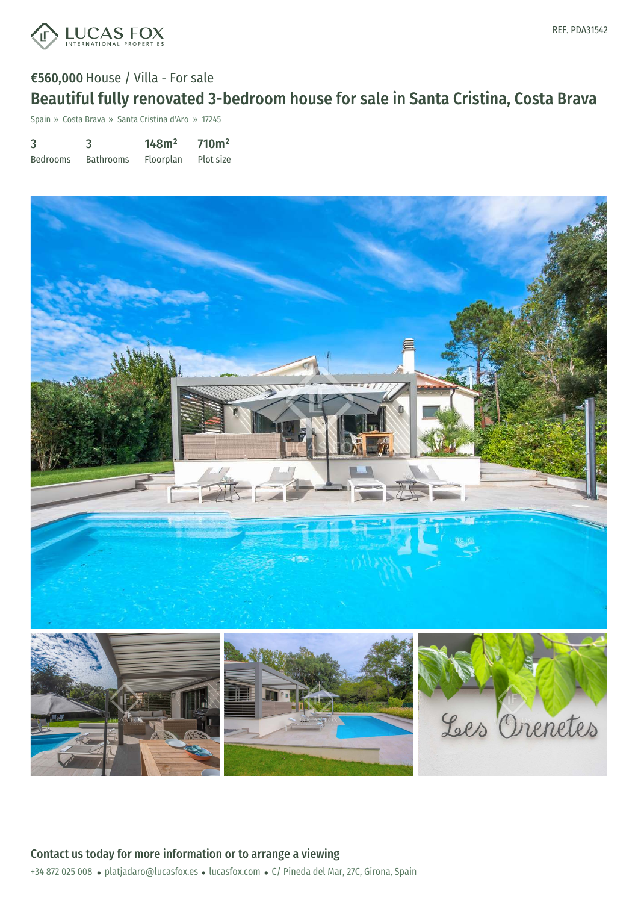REF. PDA31542

**€560,000** House / Villa - For sale

# Beautiful fully renovated 3-bedroom house for sale in Santa Cristina, Costa Brava

Spain » Costa Brava » Santa Cristina d'Aro » 17245

| 3 | 3 | 148m² | 710m² |
|---|---|---|---|
| Bedrooms | Bathrooms | Floorplan | Plot size |

## Contact us today for more information or to arrange a viewing

+34 872 025 008 • platjadaro@lucasfox.es • lucasfox.com • C/ Pineda del Mar, 27C, Girona, Spain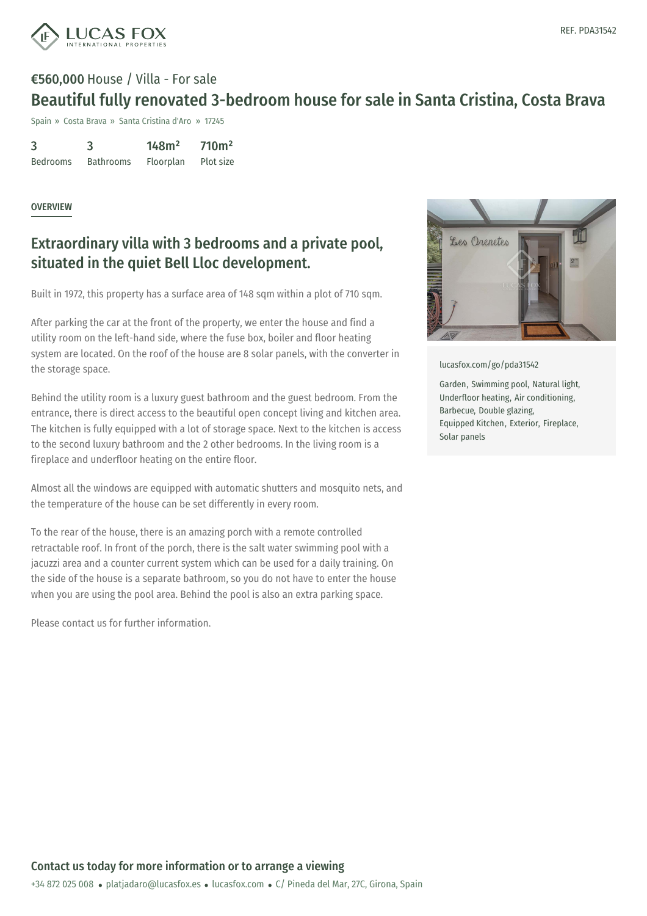REF. PDA31542

**€560,000** House / Villa - For sale

# Beautiful fully renovated 3-bedroom house for sale in Santa Cristina, Costa Brava

Spain » Costa Brava » Santa Cristina d'Aro » 17245

| 3 | 3 | 148m² | 710m² |
|---|---|---|---|
| Bedrooms | Bathrooms | Floorplan | Plot size |

OVERVIEW

## Extraordinary villa with 3 bedrooms and a private pool, situated in the quiet Bell Lloc development.

Built in 1972, this property has a surface area of 148 sqm within a plot of 710 sqm.

After parking the car at the front of the property, we enter the house and find a utility room on the left-hand side, where the fuse box, boiler and floor heating system are located. On the roof of the house are 8 solar panels, with the converter in the storage space.

Behind the utility room is a luxury guest bathroom and the guest bedroom. From the entrance, there is direct access to the beautiful open concept living and kitchen area. The kitchen is fully equipped with a lot of storage space. Next to the kitchen is access to the second luxury bathroom and the 2 other bedrooms. In the living room is a fireplace and underfloor heating on the entire floor.

Almost all the windows are equipped with automatic shutters and mosquito nets, and the temperature of the house can be set differently in every room.

To the rear of the house, there is an amazing porch with a remote controlled retractable roof. In front of the porch, there is the salt water swimming pool with a jacuzzi area and a counter current system which can be used for a daily training. On the side of the house is a separate bathroom, so you do not have to enter the house when you are using the pool area. Behind the pool is also an extra parking space.

Please contact us for further information.

lucasfox.com/go/pda31542

Garden, Swimming pool, Natural light, Underfloor heating, Air conditioning, Barbecue, Double glazing, Equipped Kitchen, Exterior, Fireplace, Solar panels

**Contact us today for more information or to arrange a viewing**

+34 872 025 008 • platjadaro@lucasfox.es • lucasfox.com • C/ Pineda del Mar, 27C, Girona, Spain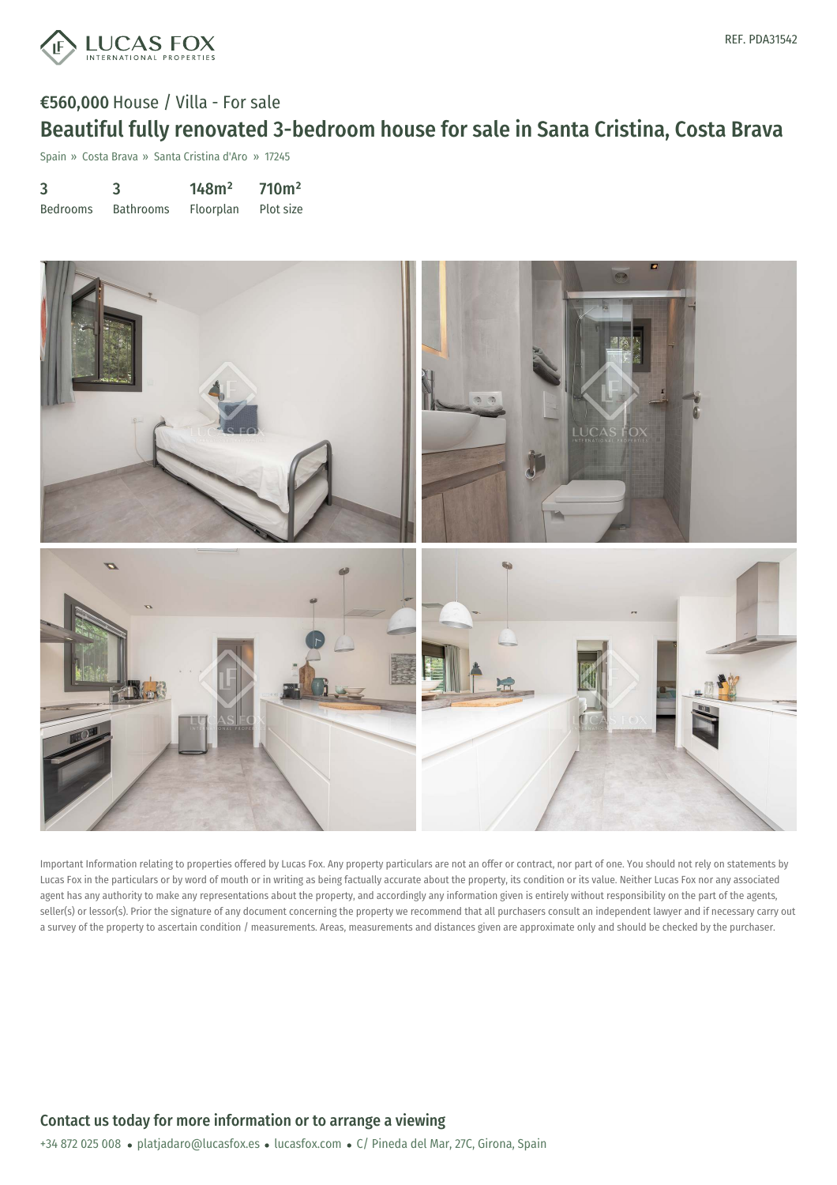REF. PDA31542

# €560,000 House / Villa - For sale

## Beautiful fully renovated 3-bedroom house for sale in Santa Cristina, Costa Brava

Spain » Costa Brava » Santa Cristina d'Aro » 17245

| 3 | 3 | 148m² | 710m² |
|---|---|---|---|
| Bedrooms | Bathrooms | Floorplan | Plot size |

Important Information relating to properties offered by Lucas Fox. Any property particulars are not an offer or contract, nor part of one. You should not rely on statements by Lucas Fox in the particulars or by word of mouth or in writing as being factually accurate about the property, its condition or its value. Neither Lucas Fox nor any associated agent has any authority to make any representations about the property, and accordingly any information given is entirely without responsibility on the part of the agents, seller(s) or lessor(s). Prior the signature of any document concerning the property we recommend that all purchasers consult an independent lawyer and if necessary carry out a survey of the property to ascertain condition / measurements. Areas, measurements and distances given are approximate only and should be checked by the purchaser.

### Contact us today for more information or to arrange a viewing

+34 872 025 008 • platjadaro@lucasfox.es • lucasfox.com • C/ Pineda del Mar, 27C, Girona, Spain